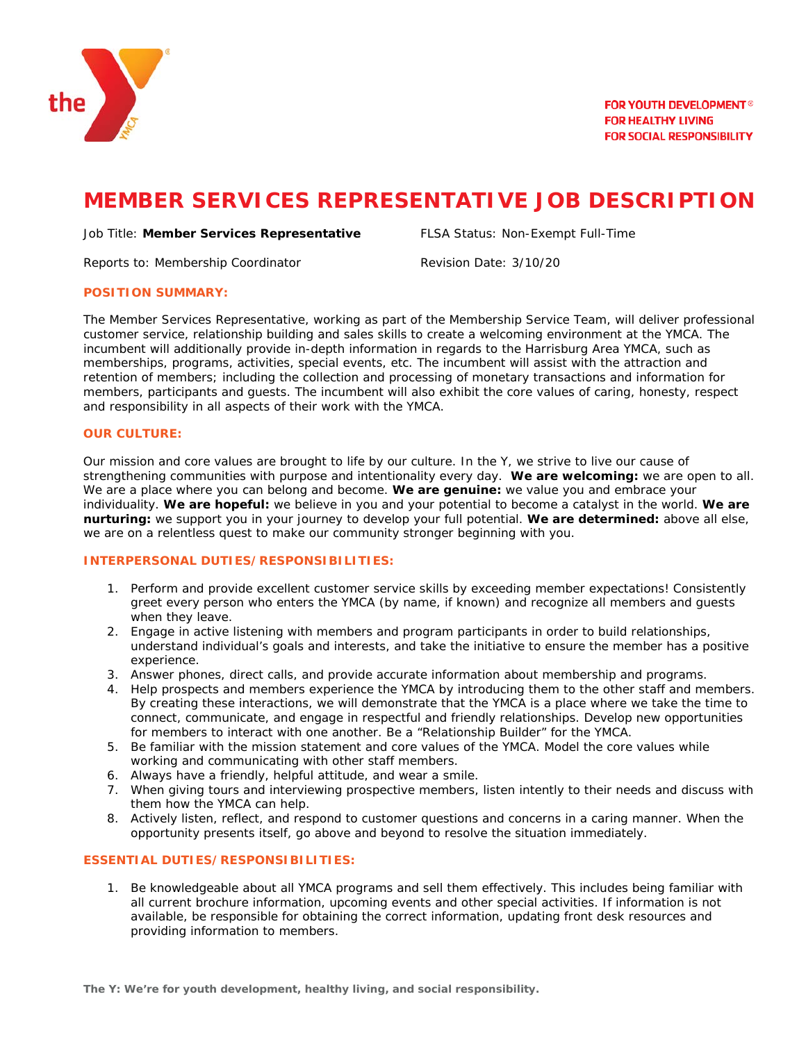FOR YOUTH DEVELOPMENT®
FOR HEALTHY LIVING
FOR SOCIAL RESPONSIBILITY

# MEMBER SERVICES REPRESENTATIVE JOB DESCRIPTION

Job Title: **Member Services Representative** FLSA Status: Non-Exempt Full-Time

Reports to: Membership Coordinator Revision Date: 3/10/20

## POSITION SUMMARY:

The Member Services Representative, working as part of the Membership Service Team, will deliver professional customer service, relationship building and sales skills to create a welcoming environment at the YMCA. The incumbent will additionally provide in-depth information in regards to the Harrisburg Area YMCA, such as memberships, programs, activities, special events, etc. The incumbent will assist with the attraction and retention of members; including the collection and processing of monetary transactions and information for members, participants and guests. The incumbent will also exhibit the core values of caring, honesty, respect and responsibility in all aspects of their work with the YMCA.

## OUR CULTURE:

Our mission and core values are brought to life by our culture. In the Y, we strive to live our cause of strengthening communities with purpose and intentionality every day. **We are welcoming:** we are open to all. We are a place where you can belong and become. **We are genuine:** we value you and embrace your individuality. **We are hopeful:** we believe in you and your potential to become a catalyst in the world. **We are nurturing:** we support you in your journey to develop your full potential. **We are determined:** above all else, we are on a relentless quest to make our community stronger beginning with you.

## INTERPERSONAL DUTIES/RESPONSIBILITIES:

1. Perform and provide excellent customer service skills by exceeding member expectations! Consistently greet every person who enters the YMCA (by name, if known) and recognize all members and guests when they leave.
2. Engage in active listening with members and program participants in order to build relationships, understand individual's goals and interests, and take the initiative to ensure the member has a positive experience.
3. Answer phones, direct calls, and provide accurate information about membership and programs.
4. Help prospects and members experience the YMCA by introducing them to the other staff and members. By creating these interactions, we will demonstrate that the YMCA is a place where we take the time to connect, communicate, and engage in respectful and friendly relationships. Develop new opportunities for members to interact with one another. Be a "Relationship Builder" for the YMCA.
5. Be familiar with the mission statement and core values of the YMCA. Model the core values while working and communicating with other staff members.
6. Always have a friendly, helpful attitude, and wear a smile.
7. When giving tours and interviewing prospective members, listen intently to their needs and discuss with them how the YMCA can help.
8. Actively listen, reflect, and respond to customer questions and concerns in a caring manner. When the opportunity presents itself, go above and beyond to resolve the situation immediately.

## ESSENTIAL DUTIES/RESPONSIBILITIES:

1. Be knowledgeable about all YMCA programs and sell them effectively. This includes being familiar with all current brochure information, upcoming events and other special activities. If information is not available, be responsible for obtaining the correct information, updating front desk resources and providing information to members.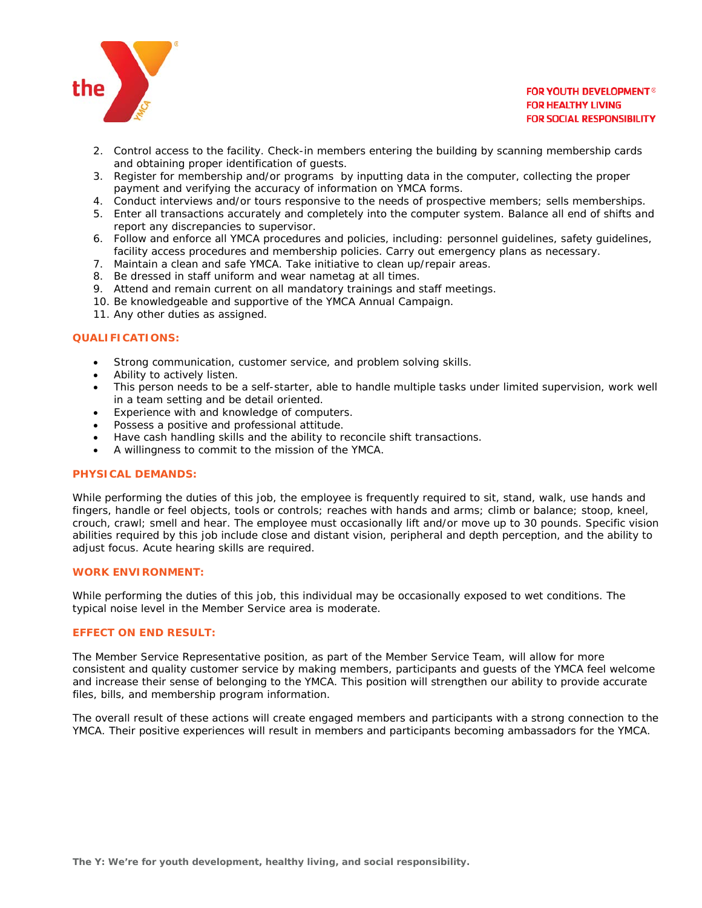2. Control access to the facility. Check-in members entering the building by scanning membership cards and obtaining proper identification of guests.
3. Register for membership and/or programs by inputting data in the computer, collecting the proper payment and verifying the accuracy of information on YMCA forms.
4. Conduct interviews and/or tours responsive to the needs of prospective members; sells memberships.
5. Enter all transactions accurately and completely into the computer system. Balance all end of shifts and report any discrepancies to supervisor.
6. Follow and enforce all YMCA procedures and policies, including: personnel guidelines, safety guidelines, facility access procedures and membership policies. Carry out emergency plans as necessary.
7. Maintain a clean and safe YMCA. Take initiative to clean up/repair areas.
8. Be dressed in staff uniform and wear nametag at all times.
9. Attend and remain current on all mandatory trainings and staff meetings.
10. Be knowledgeable and supportive of the YMCA Annual Campaign.
11. Any other duties as assigned.

**QUALIFICATIONS:**

- Strong communication, customer service, and problem solving skills.
- Ability to actively listen.
- This person needs to be a self-starter, able to handle multiple tasks under limited supervision, work well in a team setting and be detail oriented.
- Experience with and knowledge of computers.
- Possess a positive and professional attitude.
- Have cash handling skills and the ability to reconcile shift transactions.
- A willingness to commit to the mission of the YMCA.

**PHYSICAL DEMANDS:**

While performing the duties of this job, the employee is frequently required to sit, stand, walk, use hands and fingers, handle or feel objects, tools or controls; reaches with hands and arms; climb or balance; stoop, kneel, crouch, crawl; smell and hear. The employee must occasionally lift and/or move up to 30 pounds. Specific vision abilities required by this job include close and distant vision, peripheral and depth perception, and the ability to adjust focus. Acute hearing skills are required.

**WORK ENVIRONMENT:**

While performing the duties of this job, this individual may be occasionally exposed to wet conditions. The typical noise level in the Member Service area is moderate.

**EFFECT ON END RESULT:**

The Member Service Representative position, as part of the Member Service Team, will allow for more consistent and quality customer service by making members, participants and guests of the YMCA feel welcome and increase their sense of belonging to the YMCA. This position will strengthen our ability to provide accurate files, bills, and membership program information.

The overall result of these actions will create engaged members and participants with a strong connection to the YMCA. Their positive experiences will result in members and participants becoming ambassadors for the YMCA.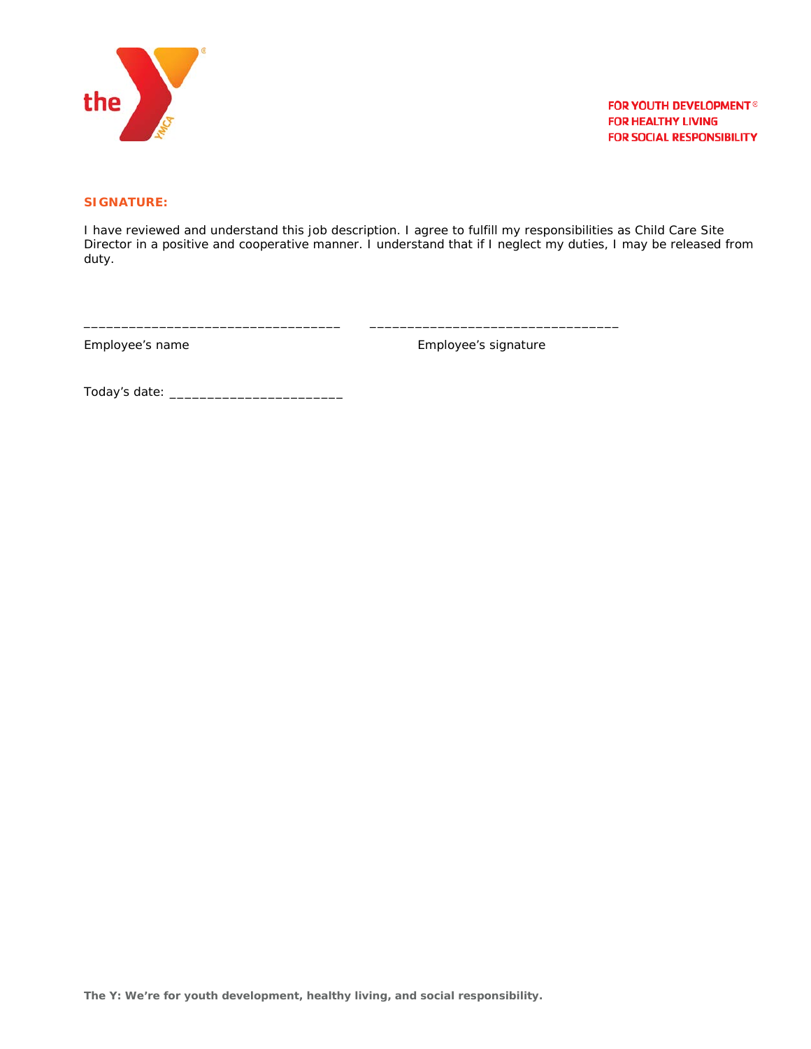FOR YOUTH DEVELOPMENT®
FOR HEALTHY LIVING
FOR SOCIAL RESPONSIBILITY

**SIGNATURE:**

I have reviewed and understand this job description. I agree to fulfill my responsibilities as Child Care Site Director in a positive and cooperative manner. I understand that if I neglect my duties, I may be released from duty.

__________________________________ __________________________________

Employee's name Employee's signature

Today's date: ______________________